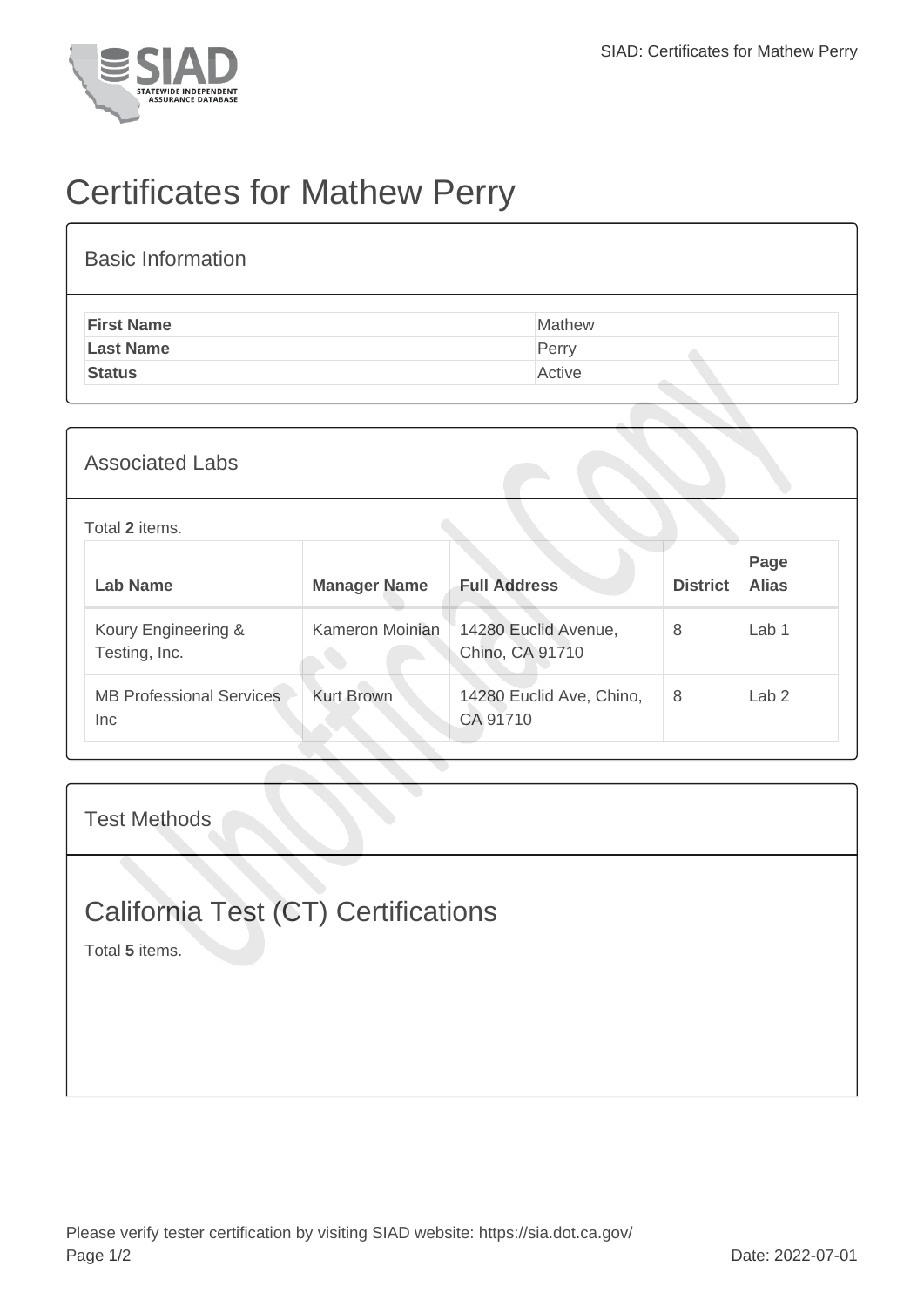# Certificates for Mathew Perry

## Basic Information

| | |
|---|---|
| **First Name** | Mathew |
| **Last Name** | Perry |
| **Status** | Active |

## Associated Labs

Total **2** items.

| Lab Name | Manager Name | Full Address | District | Page Alias |
|---|---|---|---|---|
| Koury Engineering & Testing, Inc. | Kameron Moinian | 14280 Euclid Avenue, Chino, CA 91710 | 8 | Lab 1 |
| MB Professional Services Inc | Kurt Brown | 14280 Euclid Ave, Chino, CA 91710 | 8 | Lab 2 |

## Test Methods

# California Test (CT) Certifications

Total **5** items.

Please verify tester certification by visiting SIAD website: https://sia.dot.ca.gov/

Date: 2022-07-01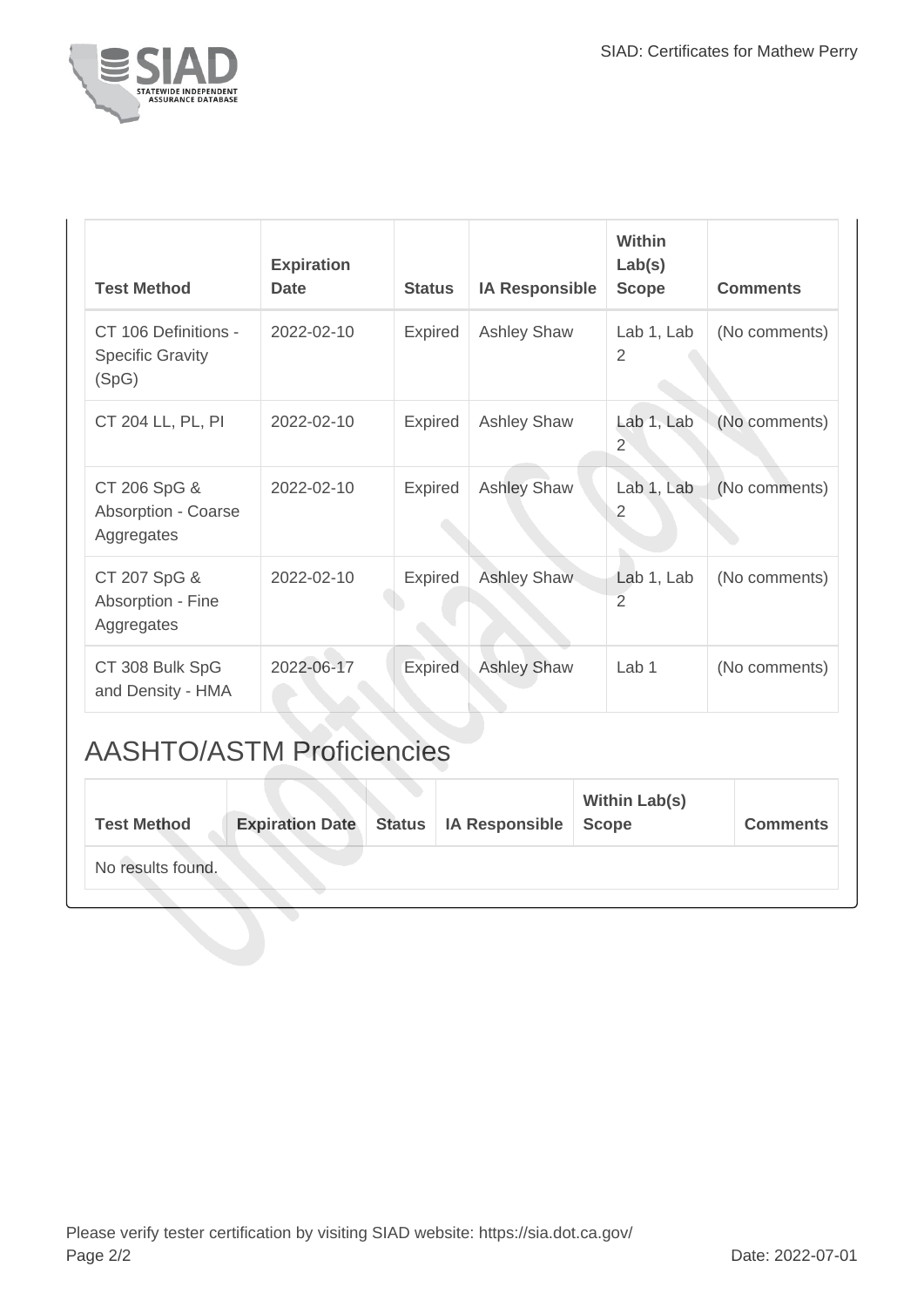| Test Method | Expiration Date | Status | IA Responsible | Within Lab(s) Scope | Comments |
| --- | --- | --- | --- | --- | --- |
| CT 106 Definitions - Specific Gravity (SpG) | 2022-02-10 | Expired | Ashley Shaw | Lab 1, Lab 2 | (No comments) |
| CT 204 LL, PL, PI | 2022-02-10 | Expired | Ashley Shaw | Lab 1, Lab 2 | (No comments) |
| CT 206 SpG & Absorption - Coarse Aggregates | 2022-02-10 | Expired | Ashley Shaw | Lab 1, Lab 2 | (No comments) |
| CT 207 SpG & Absorption - Fine Aggregates | 2022-02-10 | Expired | Ashley Shaw | Lab 1, Lab 2 | (No comments) |
| CT 308 Bulk SpG and Density - HMA | 2022-06-17 | Expired | Ashley Shaw | Lab 1 | (No comments) |

## AASHTO/ASTM Proficiencies

| Test Method | Expiration Date | Status | IA Responsible | Within Lab(s) Scope | Comments |
| --- | --- | --- | --- | --- | --- |
| No results found. | | | | | |

Please verify tester certification by visiting SIAD website: https://sia.dot.ca.gov/

Date: 2022-07-01